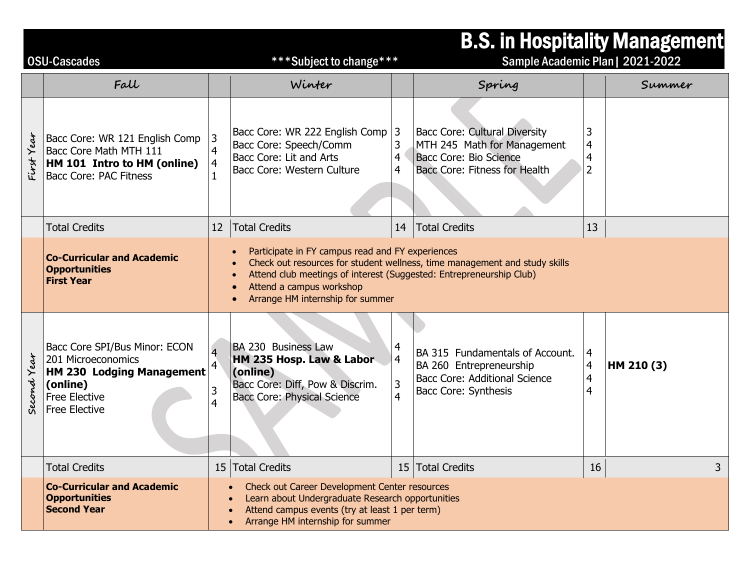# B.S. in Hospitality Management

OSU-Cascades ***Subject to change*** Sample Academic Plan | 2021-2022

| | Fall | | Winter | | Spring | | Summer |
|---|---|---|---|---|---|---|---|
| *First Year* | Bacc Core: WR 121 English Comp<br>Bacc Core Math MTH 111<br>**HM 101 Intro to HM (online)**<br>Bacc Core: PAC Fitness | 3<br>4<br>4<br>1 | Bacc Core: WR 222 English Comp<br>Bacc Core: Speech/Comm<br>Bacc Core: Lit and Arts<br>Bacc Core: Western Culture | 3<br>3<br>4<br>4 | Bacc Core: Cultural Diversity<br>MTH 245 Math for Management<br>Bacc Core: Bio Science<br>Bacc Core: Fitness for Health | 3<br>4<br>4<br>2 | |
| | Total Credits | 12 | Total Credits | 14 | Total Credits | 13 | |
| | **Co-Curricular and Academic Opportunities First Year** | • Participate in FY campus read and FY experiences<br>• Check out resources for student wellness, time management and study skills<br>• Attend club meetings of interest (Suggested: Entrepreneurship Club)<br>• Attend a campus workshop<br>• Arrange HM internship for summer | | | | | |
| *Second Year* | Bacc Core SPI/Bus Minor: ECON 201 Microeconomics<br>**HM 230 Lodging Management (online)**<br>Free Elective<br>Free Elective | 4<br>4<br>3<br>4 | BA 230 Business Law<br>**HM 235 Hosp. Law & Labor (online)**<br>Bacc Core: Diff, Pow & Discrim.<br>Bacc Core: Physical Science | 4<br>4<br>3<br>4 | BA 315 Fundamentals of Account.<br>BA 260 Entrepreneurship<br>Bacc Core: Additional Science<br>Bacc Core: Synthesis | 4<br>4<br>4<br>4 | **HM 210 (3)** |
| | Total Credits | 15 | Total Credits | 15 | Total Credits | 16 | 3 |
| | **Co-Curricular and Academic Opportunities Second Year** | • Check out Career Development Center resources<br>• Learn about Undergraduate Research opportunities<br>• Attend campus events (try at least 1 per term)<br>• Arrange HM internship for summer | | | | | |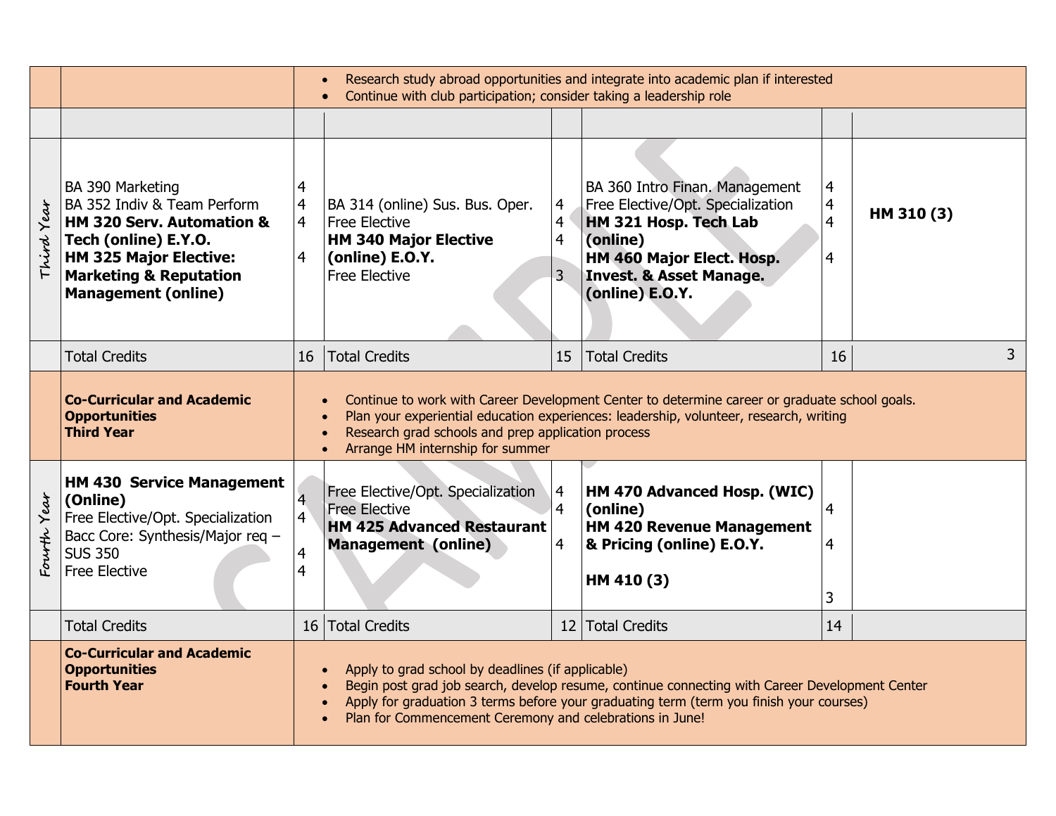| | | | | | | | |
|---|---|---|---|---|---|---|---|
| | | • Research study abroad opportunities and integrate into academic plan if interested<br>• Continue with club participation; consider taking a leadership role | | | | | |
| | | | | | | | |
| *Third Year* | BA 390 Marketing<br>BA 352 Indiv & Team Perform<br>**HM 320 Serv. Automation & Tech (online) E.Y.O.**<br>**HM 325 Major Elective: Marketing & Reputation Management (online)** | 4<br>4<br>4<br>4 | BA 314 (online) Sus. Bus. Oper.<br>Free Elective<br>**HM 340 Major Elective (online) E.O.Y.**<br>Free Elective | 4<br>4<br>4<br>3 | BA 360 Intro Finan. Management<br>Free Elective/Opt. Specialization<br>**HM 321 Hosp. Tech Lab (online)**<br>**HM 460 Major Elect. Hosp. Invest. & Asset Manage. (online) E.O.Y.** | 4<br>4<br>4<br>4 | **HM 310 (3)** |
| | Total Credits | 16 | Total Credits | 15 | Total Credits | 16 | 3 |
| | **Co-Curricular and Academic Opportunities Third Year** | • Continue to work with Career Development Center to determine career or graduate school goals.<br>• Plan your experiential education experiences: leadership, volunteer, research, writing<br>• Research grad schools and prep application process<br>• Arrange HM internship for summer | | | | | |
| *Fourth Year* | **HM 430 Service Management (Online)**<br>Free Elective/Opt. Specialization<br>Bacc Core: Synthesis/Major req – SUS 350<br>Free Elective | 4<br>4<br>4<br>4 | Free Elective/Opt. Specialization<br>Free Elective<br>**HM 425 Advanced Restaurant Management (online)** | 4<br>4<br>4 | **HM 470 Advanced Hosp. (WIC) (online)**<br>**HM 420 Revenue Management & Pricing (online) E.O.Y.**<br>**HM 410 (3)** | 4<br>4<br>3 | |
| | Total Credits | 16 | Total Credits | 12 | Total Credits | 14 | |
| | **Co-Curricular and Academic Opportunities Fourth Year** | • Apply to grad school by deadlines (if applicable)<br>• Begin post grad job search, develop resume, continue connecting with Career Development Center<br>• Apply for graduation 3 terms before your graduating term (term you finish your courses)<br>• Plan for Commencement Ceremony and celebrations in June! | | | | | |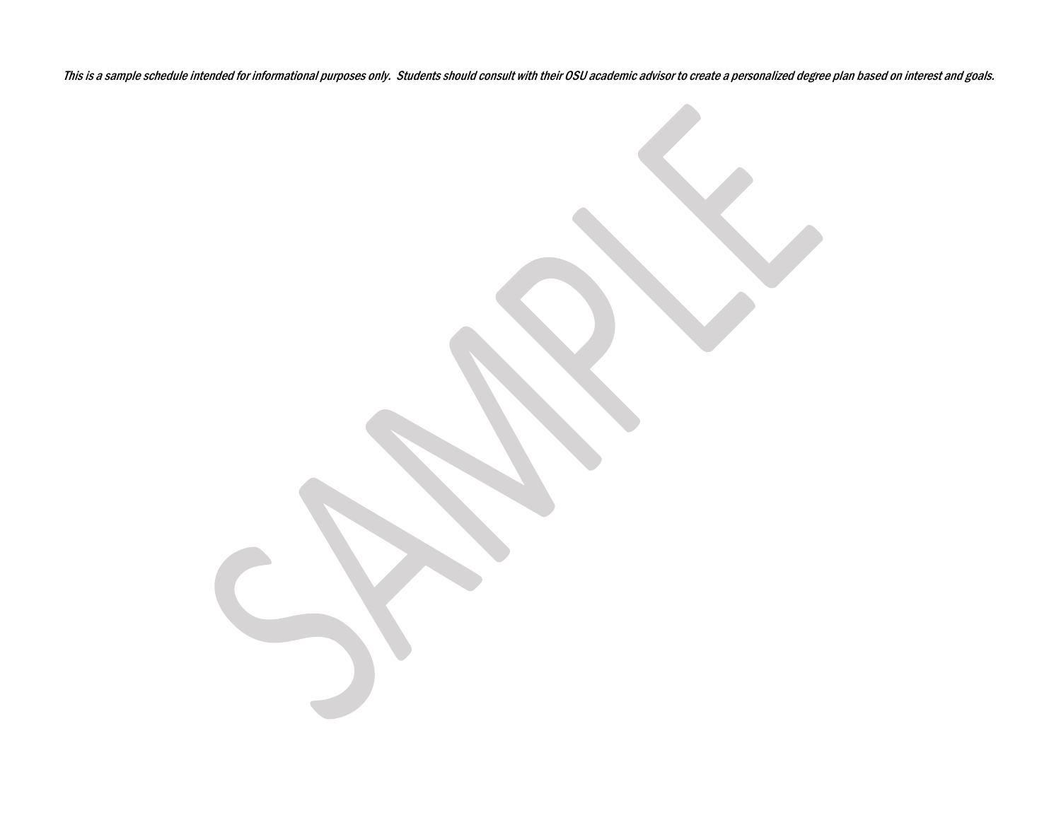*This is a sample schedule intended for informational purposes only. Students should consult with their OSU academic advisor to create a personalized degree plan based on interest and goals.*